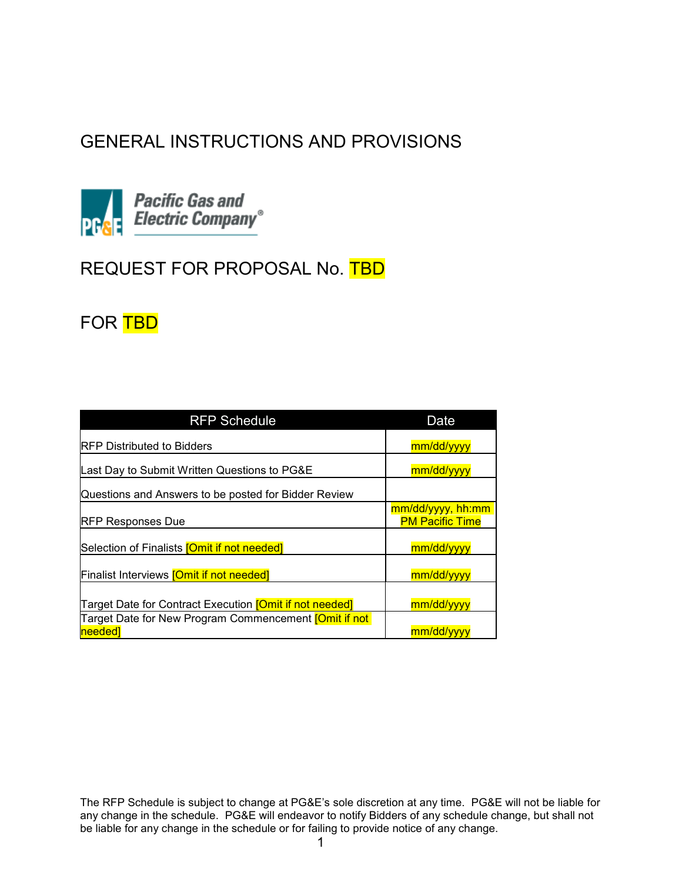# GENERAL INSTRUCTIONS AND PROVISIONS

Pacific Gas and Electric Company®

## REQUEST FOR PROPOSAL No. TBD

## FOR TBD

| RFP Schedule | Date |
|---|---|
| RFP Distributed to Bidders | mm/dd/yyyy |
| Last Day to Submit Written Questions to PG&E | mm/dd/yyyy |
| Questions and Answers to be posted for Bidder Review | |
| RFP Responses Due | mm/dd/yyyy, hh:mm PM Pacific Time |
| Selection of Finalists [Omit if not needed] | mm/dd/yyyy |
| Finalist Interviews [Omit if not needed] | mm/dd/yyyy |
| Target Date for Contract Execution [Omit if not needed] | mm/dd/yyyy |
| Target Date for New Program Commencement [Omit if not needed] | mm/dd/yyyy |

The RFP Schedule is subject to change at PG&E's sole discretion at any time. PG&E will not be liable for any change in the schedule. PG&E will endeavor to notify Bidders of any schedule change, but shall not be liable for any change in the schedule or for failing to provide notice of any change.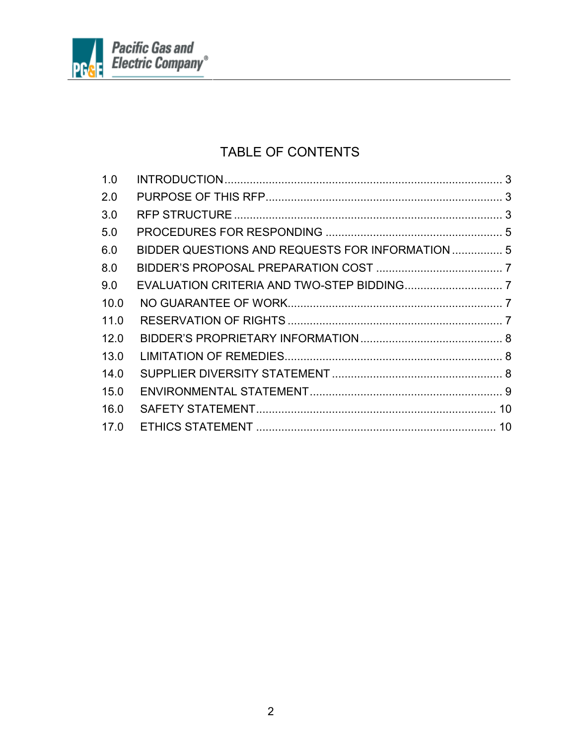Pacific Gas and Electric Company®

# TABLE OF CONTENTS

| | | |
|---|---|---|
| 1.0 | INTRODUCTION | 3 |
| 2.0 | PURPOSE OF THIS RFP | 3 |
| 3.0 | RFP STRUCTURE | 3 |
| 5.0 | PROCEDURES FOR RESPONDING | 5 |
| 6.0 | BIDDER QUESTIONS AND REQUESTS FOR INFORMATION | 5 |
| 8.0 | BIDDER'S PROPOSAL PREPARATION COST | 7 |
| 9.0 | EVALUATION CRITERIA AND TWO-STEP BIDDING | 7 |
| 10.0 | NO GUARANTEE OF WORK | 7 |
| 11.0 | RESERVATION OF RIGHTS | 7 |
| 12.0 | BIDDER'S PROPRIETARY INFORMATION | 8 |
| 13.0 | LIMITATION OF REMEDIES | 8 |
| 14.0 | SUPPLIER DIVERSITY STATEMENT | 8 |
| 15.0 | ENVIRONMENTAL STATEMENT | 9 |
| 16.0 | SAFETY STATEMENT | 10 |
| 17.0 | ETHICS STATEMENT | 10 |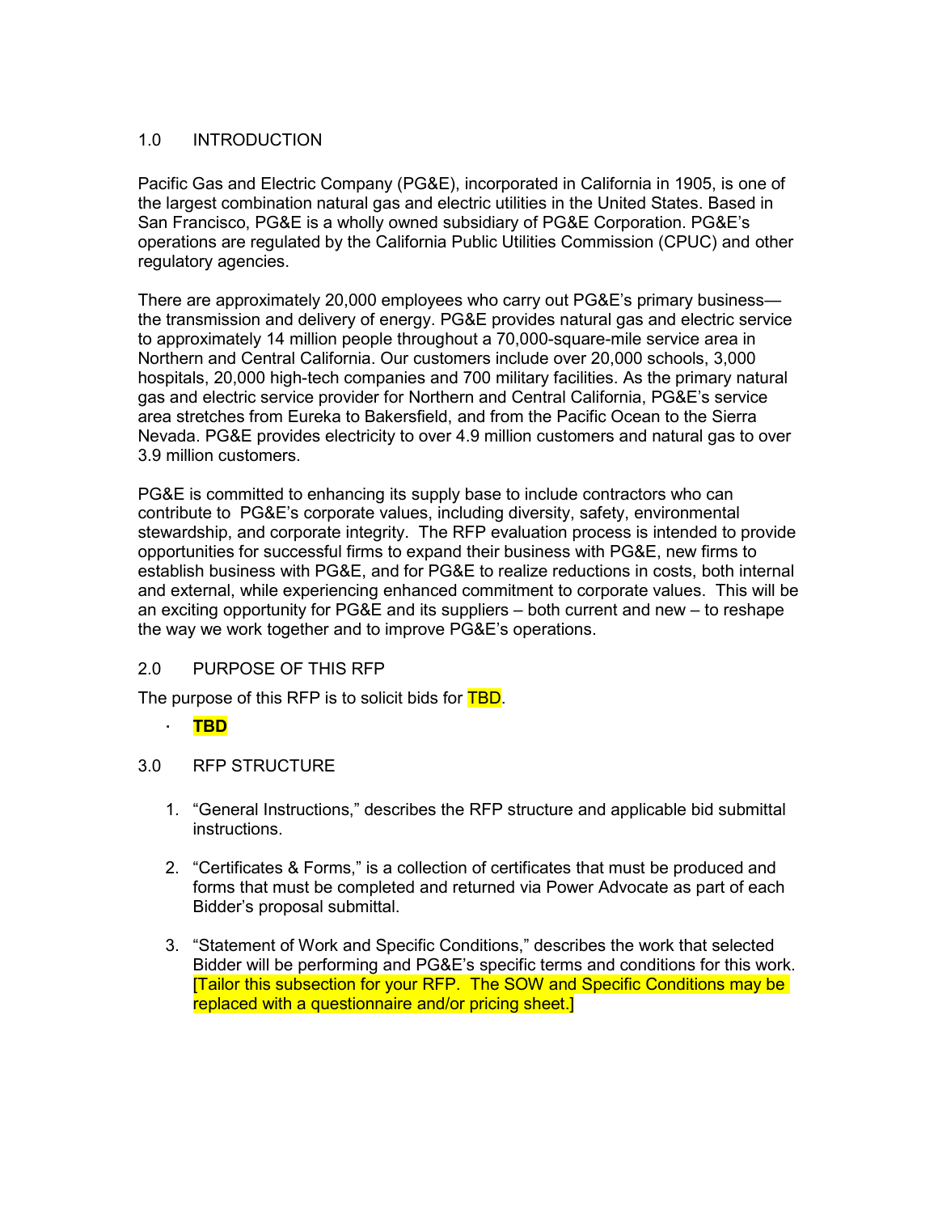## 1.0 INTRODUCTION

Pacific Gas and Electric Company (PG&E), incorporated in California in 1905, is one of the largest combination natural gas and electric utilities in the United States. Based in San Francisco, PG&E is a wholly owned subsidiary of PG&E Corporation. PG&E's operations are regulated by the California Public Utilities Commission (CPUC) and other regulatory agencies.

There are approximately 20,000 employees who carry out PG&E's primary business—the transmission and delivery of energy. PG&E provides natural gas and electric service to approximately 14 million people throughout a 70,000-square-mile service area in Northern and Central California. Our customers include over 20,000 schools, 3,000 hospitals, 20,000 high-tech companies and 700 military facilities. As the primary natural gas and electric service provider for Northern and Central California, PG&E's service area stretches from Eureka to Bakersfield, and from the Pacific Ocean to the Sierra Nevada. PG&E provides electricity to over 4.9 million customers and natural gas to over 3.9 million customers.

PG&E is committed to enhancing its supply base to include contractors who can contribute to PG&E's corporate values, including diversity, safety, environmental stewardship, and corporate integrity. The RFP evaluation process is intended to provide opportunities for successful firms to expand their business with PG&E, new firms to establish business with PG&E, and for PG&E to realize reductions in costs, both internal and external, while experiencing enhanced commitment to corporate values. This will be an exciting opportunity for PG&E and its suppliers – both current and new – to reshape the way we work together and to improve PG&E's operations.

## 2.0 PURPOSE OF THIS RFP

The purpose of this RFP is to solicit bids for TBD.

- **TBD**

## 3.0 RFP STRUCTURE

1. "General Instructions," describes the RFP structure and applicable bid submittal instructions.

2. "Certificates & Forms," is a collection of certificates that must be produced and forms that must be completed and returned via Power Advocate as part of each Bidder's proposal submittal.

3. "Statement of Work and Specific Conditions," describes the work that selected Bidder will be performing and PG&E's specific terms and conditions for this work. [Tailor this subsection for your RFP. The SOW and Specific Conditions may be replaced with a questionnaire and/or pricing sheet.]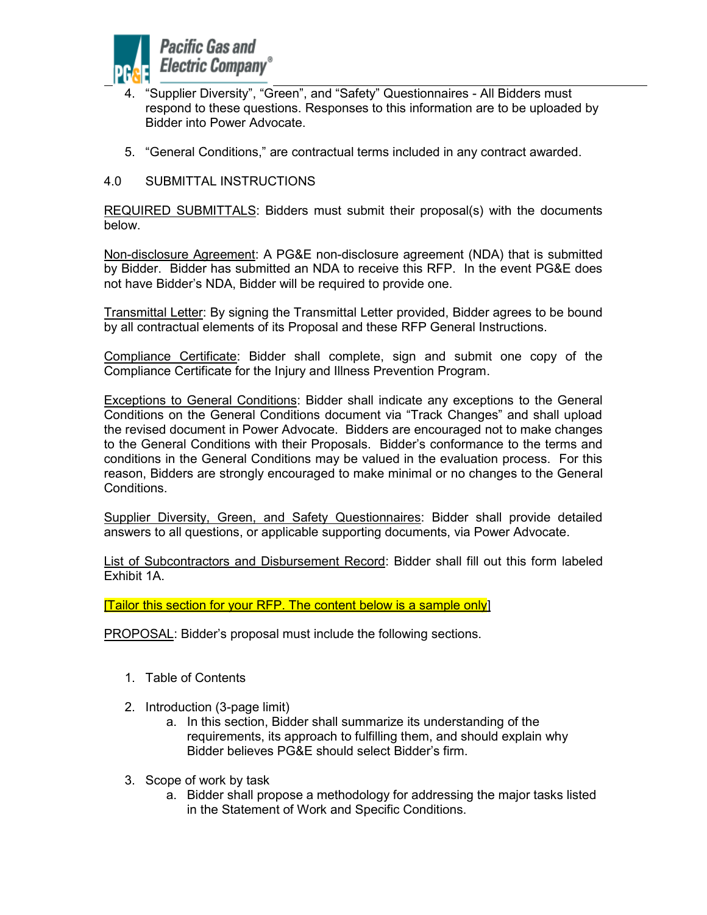4. "Supplier Diversity", "Green", and "Safety" Questionnaires - All Bidders must respond to these questions. Responses to this information are to be uploaded by Bidder into Power Advocate.

5. "General Conditions," are contractual terms included in any contract awarded.

## 4.0 SUBMITTAL INSTRUCTIONS

<u>REQUIRED SUBMITTALS</u>: Bidders must submit their proposal(s) with the documents below.

<u>Non-disclosure Agreement</u>: A PG&E non-disclosure agreement (NDA) that is submitted by Bidder. Bidder has submitted an NDA to receive this RFP. In the event PG&E does not have Bidder's NDA, Bidder will be required to provide one.

<u>Transmittal Letter</u>: By signing the Transmittal Letter provided, Bidder agrees to be bound by all contractual elements of its Proposal and these RFP General Instructions.

<u>Compliance Certificate</u>: Bidder shall complete, sign and submit one copy of the Compliance Certificate for the Injury and Illness Prevention Program.

<u>Exceptions to General Conditions</u>: Bidder shall indicate any exceptions to the General Conditions on the General Conditions document via "Track Changes" and shall upload the revised document in Power Advocate. Bidders are encouraged not to make changes to the General Conditions with their Proposals. Bidder's conformance to the terms and conditions in the General Conditions may be valued in the evaluation process. For this reason, Bidders are strongly encouraged to make minimal or no changes to the General Conditions.

<u>Supplier Diversity, Green, and Safety Questionnaires</u>: Bidder shall provide detailed answers to all questions, or applicable supporting documents, via Power Advocate.

<u>List of Subcontractors and Disbursement Record</u>: Bidder shall fill out this form labeled Exhibit 1A.

[Tailor this section for your RFP. The content below is a sample only]

<u>PROPOSAL</u>: Bidder's proposal must include the following sections.

1. Table of Contents

2. Introduction (3-page limit)
   a. In this section, Bidder shall summarize its understanding of the requirements, its approach to fulfilling them, and should explain why Bidder believes PG&E should select Bidder's firm.

3. Scope of work by task
   a. Bidder shall propose a methodology for addressing the major tasks listed in the Statement of Work and Specific Conditions.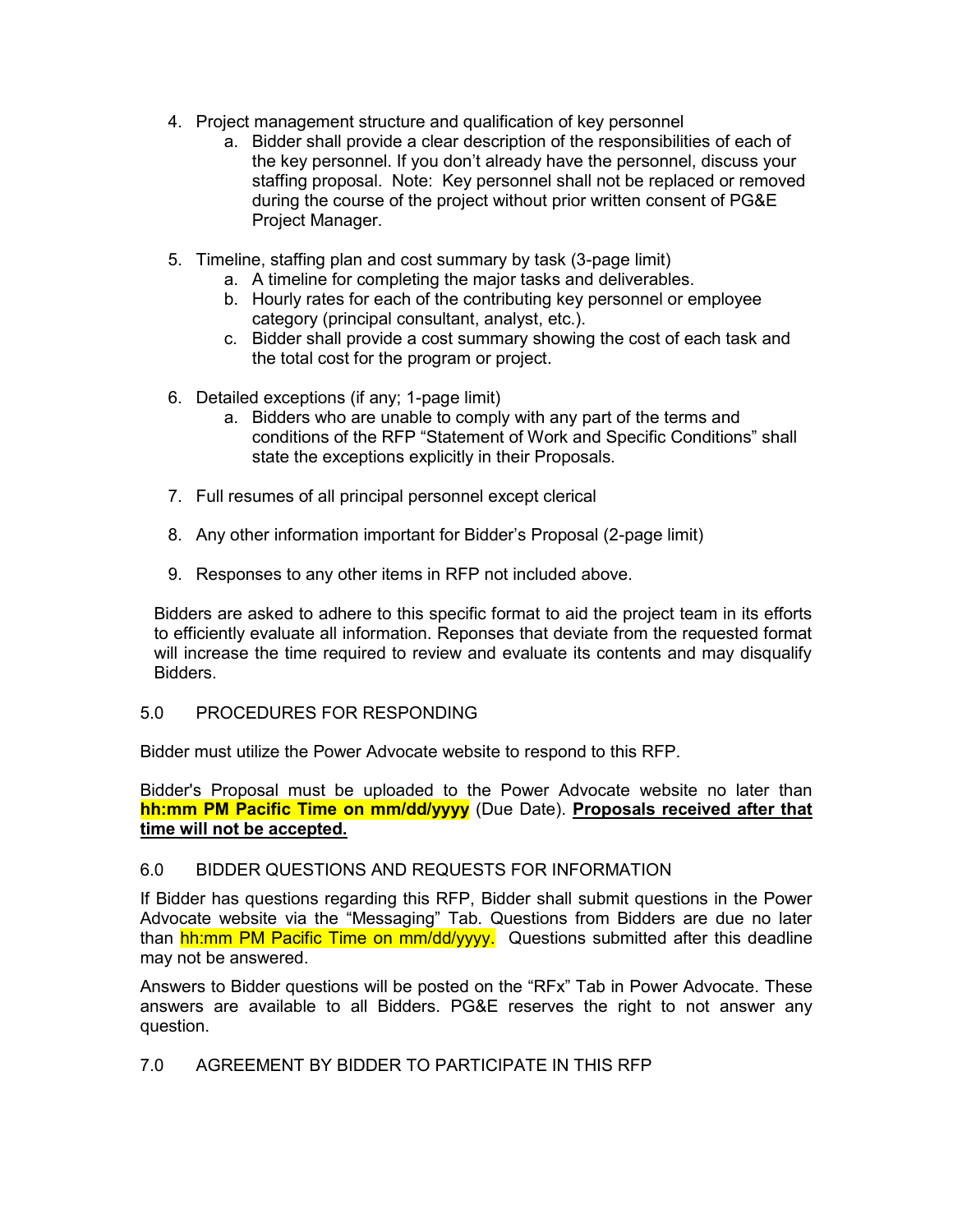4. Project management structure and qualification of key personnel
    a. Bidder shall provide a clear description of the responsibilities of each of the key personnel. If you don't already have the personnel, discuss your staffing proposal. Note: Key personnel shall not be replaced or removed during the course of the project without prior written consent of PG&E Project Manager.

5. Timeline, staffing plan and cost summary by task (3-page limit)
    a. A timeline for completing the major tasks and deliverables.
    b. Hourly rates for each of the contributing key personnel or employee category (principal consultant, analyst, etc.).
    c. Bidder shall provide a cost summary showing the cost of each task and the total cost for the program or project.

6. Detailed exceptions (if any; 1-page limit)
    a. Bidders who are unable to comply with any part of the terms and conditions of the RFP "Statement of Work and Specific Conditions" shall state the exceptions explicitly in their Proposals.

7. Full resumes of all principal personnel except clerical

8. Any other information important for Bidder's Proposal (2-page limit)

9. Responses to any other items in RFP not included above.

Bidders are asked to adhere to this specific format to aid the project team in its efforts to efficiently evaluate all information. Reponses that deviate from the requested format will increase the time required to review and evaluate its contents and may disqualify Bidders.

## 5.0 PROCEDURES FOR RESPONDING

Bidder must utilize the Power Advocate website to respond to this RFP.

Bidder's Proposal must be uploaded to the Power Advocate website no later than **hh:mm PM Pacific Time on mm/dd/yyyy** (Due Date). **Proposals received after that time will not be accepted.**

## 6.0 BIDDER QUESTIONS AND REQUESTS FOR INFORMATION

If Bidder has questions regarding this RFP, Bidder shall submit questions in the Power Advocate website via the "Messaging" Tab. Questions from Bidders are due no later than hh:mm PM Pacific Time on mm/dd/yyyy. Questions submitted after this deadline may not be answered.

Answers to Bidder questions will be posted on the "RFx" Tab in Power Advocate. These answers are available to all Bidders. PG&E reserves the right to not answer any question.

## 7.0 AGREEMENT BY BIDDER TO PARTICIPATE IN THIS RFP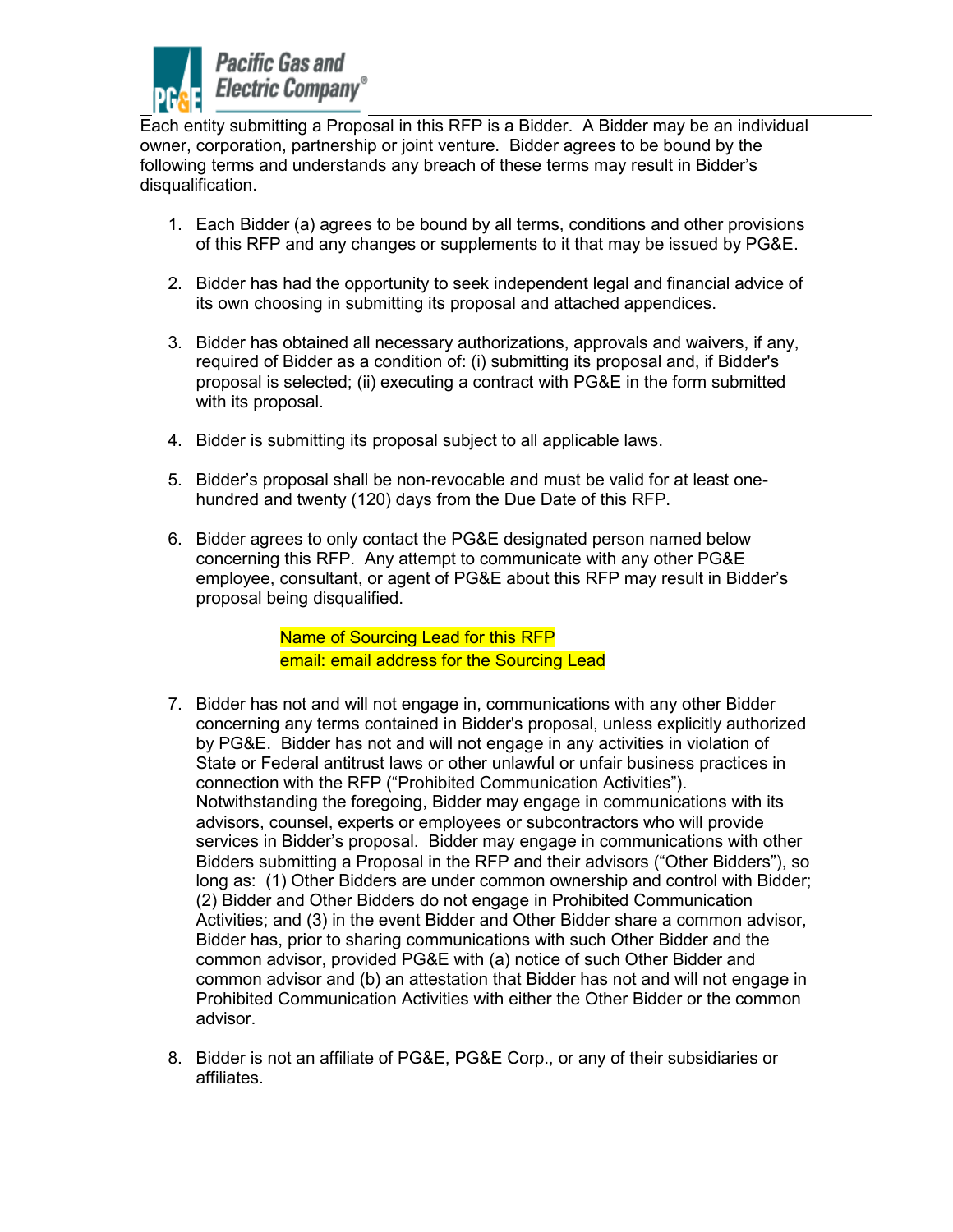Each entity submitting a Proposal in this RFP is a Bidder. A Bidder may be an individual owner, corporation, partnership or joint venture. Bidder agrees to be bound by the following terms and understands any breach of these terms may result in Bidder's disqualification.

1. Each Bidder (a) agrees to be bound by all terms, conditions and other provisions of this RFP and any changes or supplements to it that may be issued by PG&E.

2. Bidder has had the opportunity to seek independent legal and financial advice of its own choosing in submitting its proposal and attached appendices.

3. Bidder has obtained all necessary authorizations, approvals and waivers, if any, required of Bidder as a condition of: (i) submitting its proposal and, if Bidder's proposal is selected; (ii) executing a contract with PG&E in the form submitted with its proposal.

4. Bidder is submitting its proposal subject to all applicable laws.

5. Bidder's proposal shall be non-revocable and must be valid for at least one-hundred and twenty (120) days from the Due Date of this RFP.

6. Bidder agrees to only contact the PG&E designated person named below concerning this RFP. Any attempt to communicate with any other PG&E employee, consultant, or agent of PG&E about this RFP may result in Bidder's proposal being disqualified.

   Name of Sourcing Lead for this RFP
   email: email address for the Sourcing Lead

7. Bidder has not and will not engage in, communications with any other Bidder concerning any terms contained in Bidder's proposal, unless explicitly authorized by PG&E. Bidder has not and will not engage in any activities in violation of State or Federal antitrust laws or other unlawful or unfair business practices in connection with the RFP ("Prohibited Communication Activities"). Notwithstanding the foregoing, Bidder may engage in communications with its advisors, counsel, experts or employees or subcontractors who will provide services in Bidder's proposal. Bidder may engage in communications with other Bidders submitting a Proposal in the RFP and their advisors ("Other Bidders"), so long as: (1) Other Bidders are under common ownership and control with Bidder; (2) Bidder and Other Bidders do not engage in Prohibited Communication Activities; and (3) in the event Bidder and Other Bidder share a common advisor, Bidder has, prior to sharing communications with such Other Bidder and the common advisor, provided PG&E with (a) notice of such Other Bidder and common advisor and (b) an attestation that Bidder has not and will not engage in Prohibited Communication Activities with either the Other Bidder or the common advisor.

8. Bidder is not an affiliate of PG&E, PG&E Corp., or any of their subsidiaries or affiliates.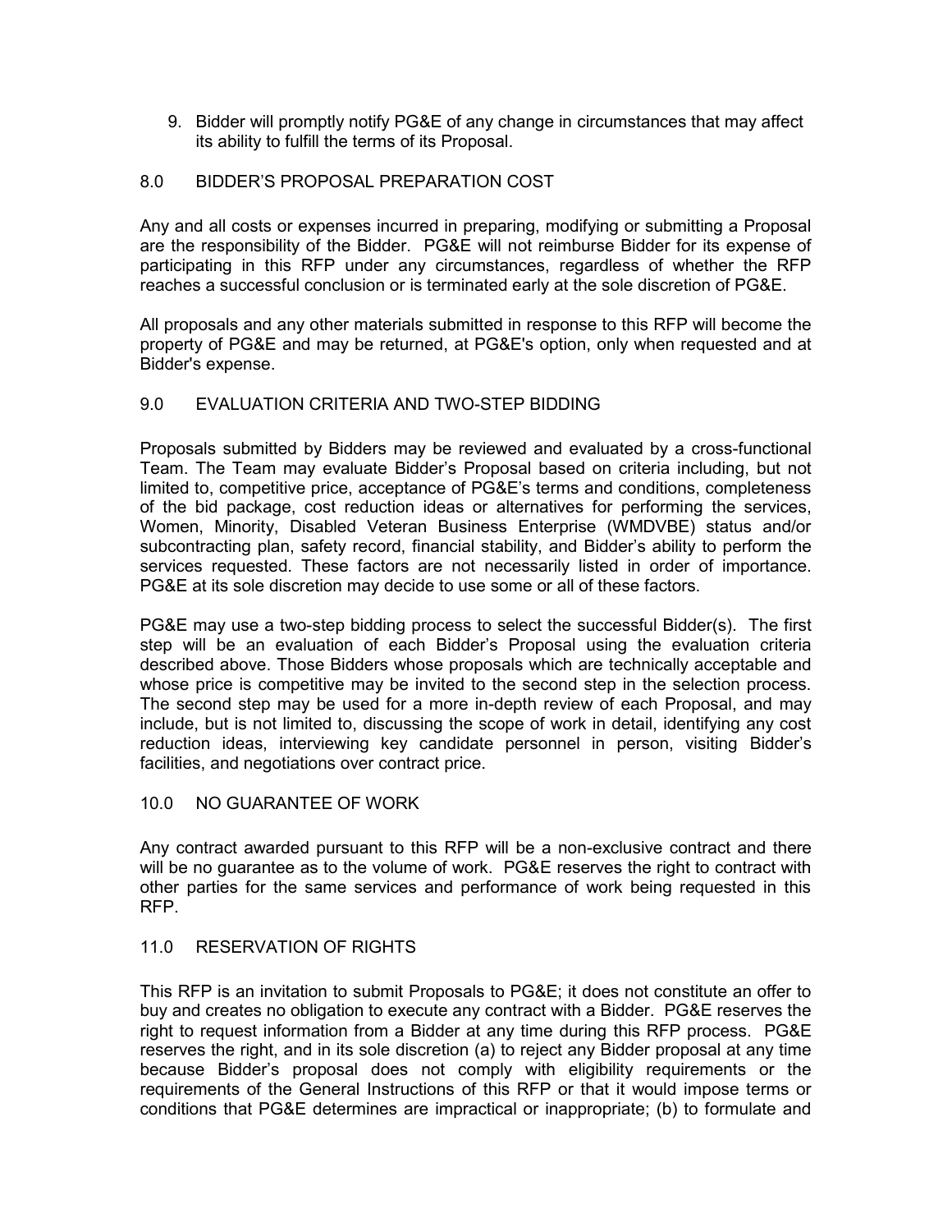9. Bidder will promptly notify PG&E of any change in circumstances that may affect its ability to fulfill the terms of its Proposal.

## 8.0 BIDDER'S PROPOSAL PREPARATION COST

Any and all costs or expenses incurred in preparing, modifying or submitting a Proposal are the responsibility of the Bidder. PG&E will not reimburse Bidder for its expense of participating in this RFP under any circumstances, regardless of whether the RFP reaches a successful conclusion or is terminated early at the sole discretion of PG&E.

All proposals and any other materials submitted in response to this RFP will become the property of PG&E and may be returned, at PG&E's option, only when requested and at Bidder's expense.

## 9.0 EVALUATION CRITERIA AND TWO-STEP BIDDING

Proposals submitted by Bidders may be reviewed and evaluated by a cross-functional Team. The Team may evaluate Bidder's Proposal based on criteria including, but not limited to, competitive price, acceptance of PG&E's terms and conditions, completeness of the bid package, cost reduction ideas or alternatives for performing the services, Women, Minority, Disabled Veteran Business Enterprise (WMDVBE) status and/or subcontracting plan, safety record, financial stability, and Bidder's ability to perform the services requested. These factors are not necessarily listed in order of importance. PG&E at its sole discretion may decide to use some or all of these factors.

PG&E may use a two-step bidding process to select the successful Bidder(s). The first step will be an evaluation of each Bidder's Proposal using the evaluation criteria described above. Those Bidders whose proposals which are technically acceptable and whose price is competitive may be invited to the second step in the selection process. The second step may be used for a more in-depth review of each Proposal, and may include, but is not limited to, discussing the scope of work in detail, identifying any cost reduction ideas, interviewing key candidate personnel in person, visiting Bidder's facilities, and negotiations over contract price.

## 10.0 NO GUARANTEE OF WORK

Any contract awarded pursuant to this RFP will be a non-exclusive contract and there will be no guarantee as to the volume of work. PG&E reserves the right to contract with other parties for the same services and performance of work being requested in this RFP.

## 11.0 RESERVATION OF RIGHTS

This RFP is an invitation to submit Proposals to PG&E; it does not constitute an offer to buy and creates no obligation to execute any contract with a Bidder. PG&E reserves the right to request information from a Bidder at any time during this RFP process. PG&E reserves the right, and in its sole discretion (a) to reject any Bidder proposal at any time because Bidder's proposal does not comply with eligibility requirements or the requirements of the General Instructions of this RFP or that it would impose terms or conditions that PG&E determines are impractical or inappropriate; (b) to formulate and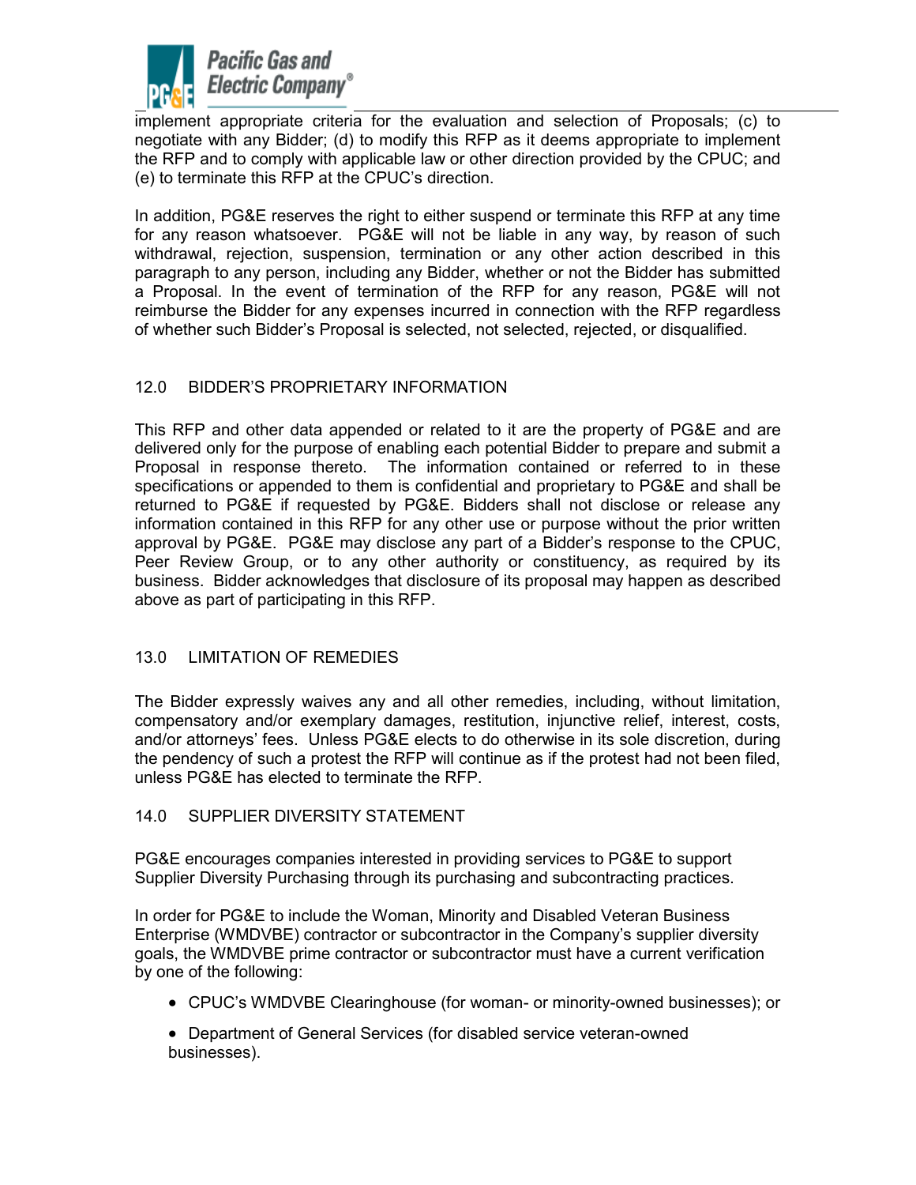implement appropriate criteria for the evaluation and selection of Proposals; (c) to negotiate with any Bidder; (d) to modify this RFP as it deems appropriate to implement the RFP and to comply with applicable law or other direction provided by the CPUC; and (e) to terminate this RFP at the CPUC's direction.

In addition, PG&E reserves the right to either suspend or terminate this RFP at any time for any reason whatsoever. PG&E will not be liable in any way, by reason of such withdrawal, rejection, suspension, termination or any other action described in this paragraph to any person, including any Bidder, whether or not the Bidder has submitted a Proposal. In the event of termination of the RFP for any reason, PG&E will not reimburse the Bidder for any expenses incurred in connection with the RFP regardless of whether such Bidder's Proposal is selected, not selected, rejected, or disqualified.

## 12.0 BIDDER'S PROPRIETARY INFORMATION

This RFP and other data appended or related to it are the property of PG&E and are delivered only for the purpose of enabling each potential Bidder to prepare and submit a Proposal in response thereto. The information contained or referred to in these specifications or appended to them is confidential and proprietary to PG&E and shall be returned to PG&E if requested by PG&E. Bidders shall not disclose or release any information contained in this RFP for any other use or purpose without the prior written approval by PG&E. PG&E may disclose any part of a Bidder's response to the CPUC, Peer Review Group, or to any other authority or constituency, as required by its business. Bidder acknowledges that disclosure of its proposal may happen as described above as part of participating in this RFP.

## 13.0 LIMITATION OF REMEDIES

The Bidder expressly waives any and all other remedies, including, without limitation, compensatory and/or exemplary damages, restitution, injunctive relief, interest, costs, and/or attorneys' fees. Unless PG&E elects to do otherwise in its sole discretion, during the pendency of such a protest the RFP will continue as if the protest had not been filed, unless PG&E has elected to terminate the RFP.

## 14.0 SUPPLIER DIVERSITY STATEMENT

PG&E encourages companies interested in providing services to PG&E to support Supplier Diversity Purchasing through its purchasing and subcontracting practices.

In order for PG&E to include the Woman, Minority and Disabled Veteran Business Enterprise (WMDVBE) contractor or subcontractor in the Company's supplier diversity goals, the WMDVBE prime contractor or subcontractor must have a current verification by one of the following:

- CPUC's WMDVBE Clearinghouse (for woman- or minority-owned businesses); or
- Department of General Services (for disabled service veteran-owned businesses).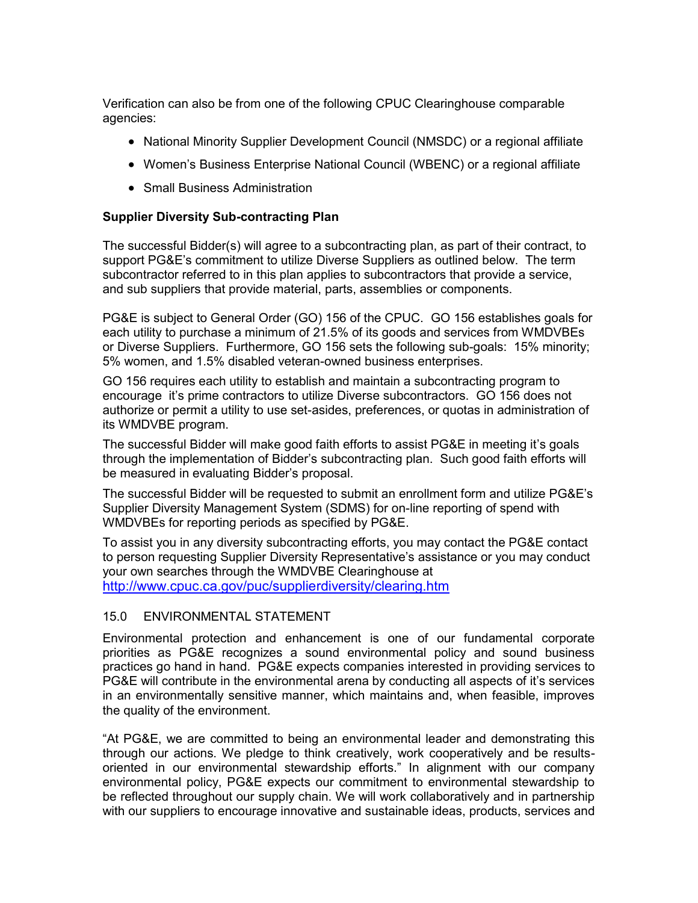Verification can also be from one of the following CPUC Clearinghouse comparable agencies:

- National Minority Supplier Development Council (NMSDC) or a regional affiliate
- Women's Business Enterprise National Council (WBENC) or a regional affiliate
- Small Business Administration

**Supplier Diversity Sub-contracting Plan**

The successful Bidder(s) will agree to a subcontracting plan, as part of their contract, to support PG&E's commitment to utilize Diverse Suppliers as outlined below. The term subcontractor referred to in this plan applies to subcontractors that provide a service, and sub suppliers that provide material, parts, assemblies or components.

PG&E is subject to General Order (GO) 156 of the CPUC. GO 156 establishes goals for each utility to purchase a minimum of 21.5% of its goods and services from WMDVBEs or Diverse Suppliers. Furthermore, GO 156 sets the following sub-goals: 15% minority; 5% women, and 1.5% disabled veteran-owned business enterprises.

GO 156 requires each utility to establish and maintain a subcontracting program to encourage it's prime contractors to utilize Diverse subcontractors. GO 156 does not authorize or permit a utility to use set-asides, preferences, or quotas in administration of its WMDVBE program.

The successful Bidder will make good faith efforts to assist PG&E in meeting it's goals through the implementation of Bidder's subcontracting plan. Such good faith efforts will be measured in evaluating Bidder's proposal.

The successful Bidder will be requested to submit an enrollment form and utilize PG&E's Supplier Diversity Management System (SDMS) for on-line reporting of spend with WMDVBEs for reporting periods as specified by PG&E.

To assist you in any diversity subcontracting efforts, you may contact the PG&E contact to person requesting Supplier Diversity Representative's assistance or you may conduct your own searches through the WMDVBE Clearinghouse at http://www.cpuc.ca.gov/puc/supplierdiversity/clearing.htm

## 15.0 ENVIRONMENTAL STATEMENT

Environmental protection and enhancement is one of our fundamental corporate priorities as PG&E recognizes a sound environmental policy and sound business practices go hand in hand. PG&E expects companies interested in providing services to PG&E will contribute in the environmental arena by conducting all aspects of it's services in an environmentally sensitive manner, which maintains and, when feasible, improves the quality of the environment.

"At PG&E, we are committed to being an environmental leader and demonstrating this through our actions. We pledge to think creatively, work cooperatively and be results-oriented in our environmental stewardship efforts." In alignment with our company environmental policy, PG&E expects our commitment to environmental stewardship to be reflected throughout our supply chain. We will work collaboratively and in partnership with our suppliers to encourage innovative and sustainable ideas, products, services and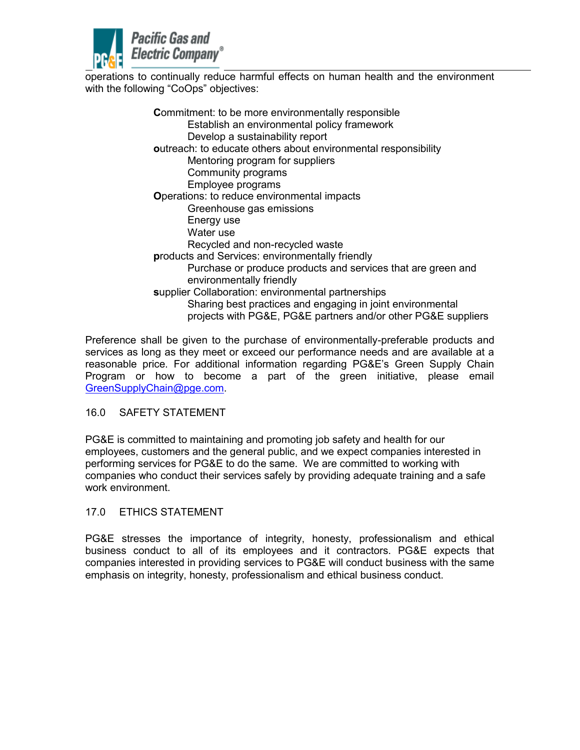operations to continually reduce harmful effects on human health and the environment with the following "CoOps" objectives:

**C**ommitment: to be more environmentally responsible
- Establish an environmental policy framework
- Develop a sustainability report

**o**utreach: to educate others about environmental responsibility
- Mentoring program for suppliers
- Community programs
- Employee programs

**O**perations: to reduce environmental impacts
- Greenhouse gas emissions
- Energy use
- Water use
- Recycled and non-recycled waste

**p**roducts and Services: environmentally friendly
- Purchase or produce products and services that are green and environmentally friendly

**s**upplier Collaboration: environmental partnerships
- Sharing best practices and engaging in joint environmental projects with PG&E, PG&E partners and/or other PG&E suppliers

Preference shall be given to the purchase of environmentally-preferable products and services as long as they meet or exceed our performance needs and are available at a reasonable price. For additional information regarding PG&E's Green Supply Chain Program or how to become a part of the green initiative, please email GreenSupplyChain@pge.com.

## 16.0 SAFETY STATEMENT

PG&E is committed to maintaining and promoting job safety and health for our employees, customers and the general public, and we expect companies interested in performing services for PG&E to do the same. We are committed to working with companies who conduct their services safely by providing adequate training and a safe work environment.

## 17.0 ETHICS STATEMENT

PG&E stresses the importance of integrity, honesty, professionalism and ethical business conduct to all of its employees and it contractors. PG&E expects that companies interested in providing services to PG&E will conduct business with the same emphasis on integrity, honesty, professionalism and ethical business conduct.